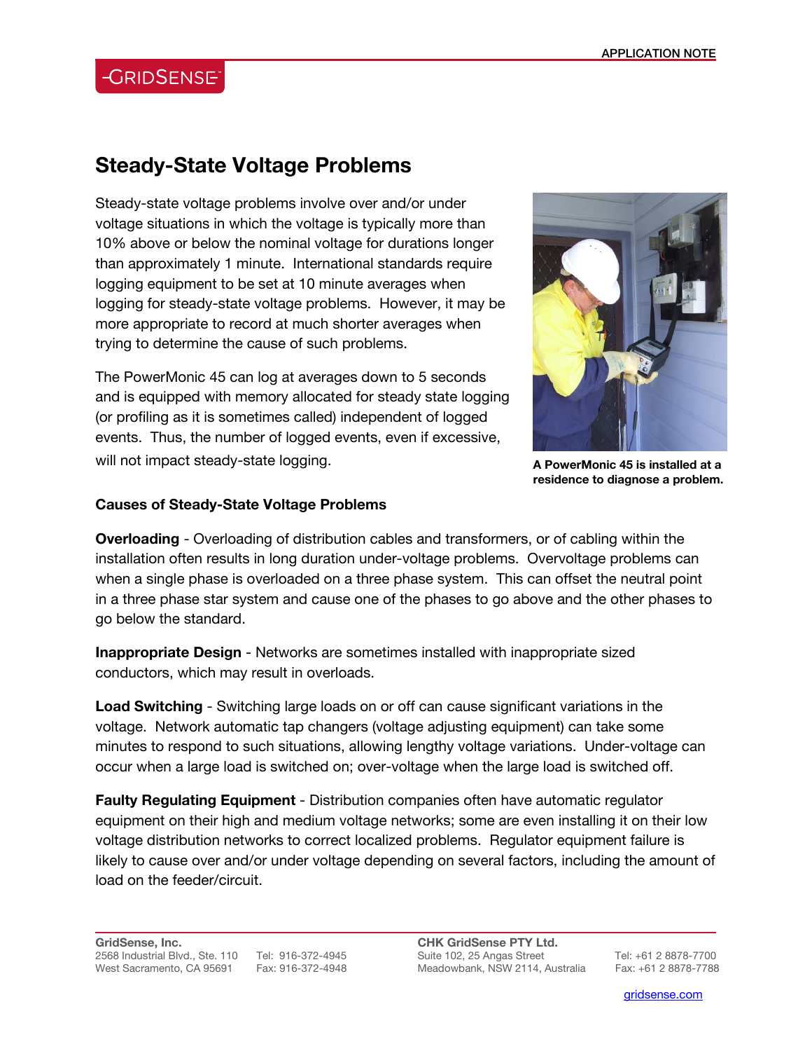# Steady-State Voltage Problems

Steady-state voltage problems involve over and/or under voltage situations in which the voltage is typically more than 10% above or below the nominal voltage for durations longer than approximately 1 minute. International standards require logging equipment to be set at 10 minute averages when logging for steady-state voltage problems. However, it may be more appropriate to record at much shorter averages when trying to determine the cause of such problems.

The PowerMonic 45 can log at averages down to 5 seconds and is equipped with memory allocated for steady state logging (or profiling as it is sometimes called) independent of logged events. Thus, the number of logged events, even if excessive, will not impact steady-state logging.

**A PowerMonic 45 is installed at a residence to diagnose a problem.**

### Causes of Steady-State Voltage Problems

**Overloading** - Overloading of distribution cables and transformers, or of cabling within the installation often results in long duration under-voltage problems. Overvoltage problems can when a single phase is overloaded on a three phase system. This can offset the neutral point in a three phase star system and cause one of the phases to go above and the other phases to go below the standard.

**Inappropriate Design** - Networks are sometimes installed with inappropriate sized conductors, which may result in overloads.

**Load Switching** - Switching large loads on or off can cause significant variations in the voltage. Network automatic tap changers (voltage adjusting equipment) can take some minutes to respond to such situations, allowing lengthy voltage variations. Under-voltage can occur when a large load is switched on; over-voltage when the large load is switched off.

**Faulty Regulating Equipment** - Distribution companies often have automatic regulator equipment on their high and medium voltage networks; some are even installing it on their low voltage distribution networks to correct localized problems. Regulator equipment failure is likely to cause over and/or under voltage depending on several factors, including the amount of load on the feeder/circuit.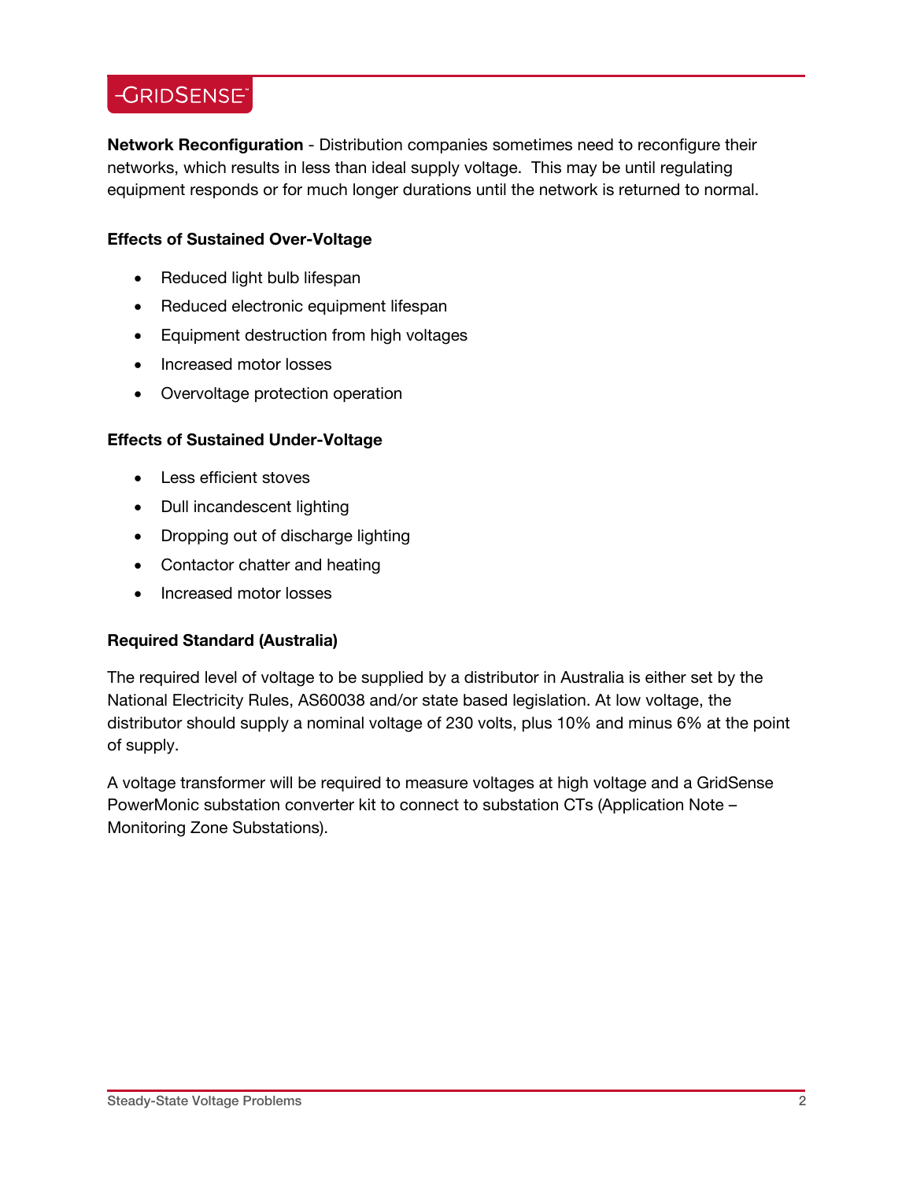**Network Reconfiguration** - Distribution companies sometimes need to reconfigure their networks, which results in less than ideal supply voltage. This may be until regulating equipment responds or for much longer durations until the network is returned to normal.

### Effects of Sustained Over-Voltage

- Reduced light bulb lifespan
- Reduced electronic equipment lifespan
- Equipment destruction from high voltages
- Increased motor losses
- Overvoltage protection operation

### Effects of Sustained Under-Voltage

- Less efficient stoves
- Dull incandescent lighting
- Dropping out of discharge lighting
- Contactor chatter and heating
- Increased motor losses

### Required Standard (Australia)

The required level of voltage to be supplied by a distributor in Australia is either set by the National Electricity Rules, AS60038 and/or state based legislation. At low voltage, the distributor should supply a nominal voltage of 230 volts, plus 10% and minus 6% at the point of supply.

A voltage transformer will be required to measure voltages at high voltage and a GridSense PowerMonic substation converter kit to connect to substation CTs (Application Note – Monitoring Zone Substations).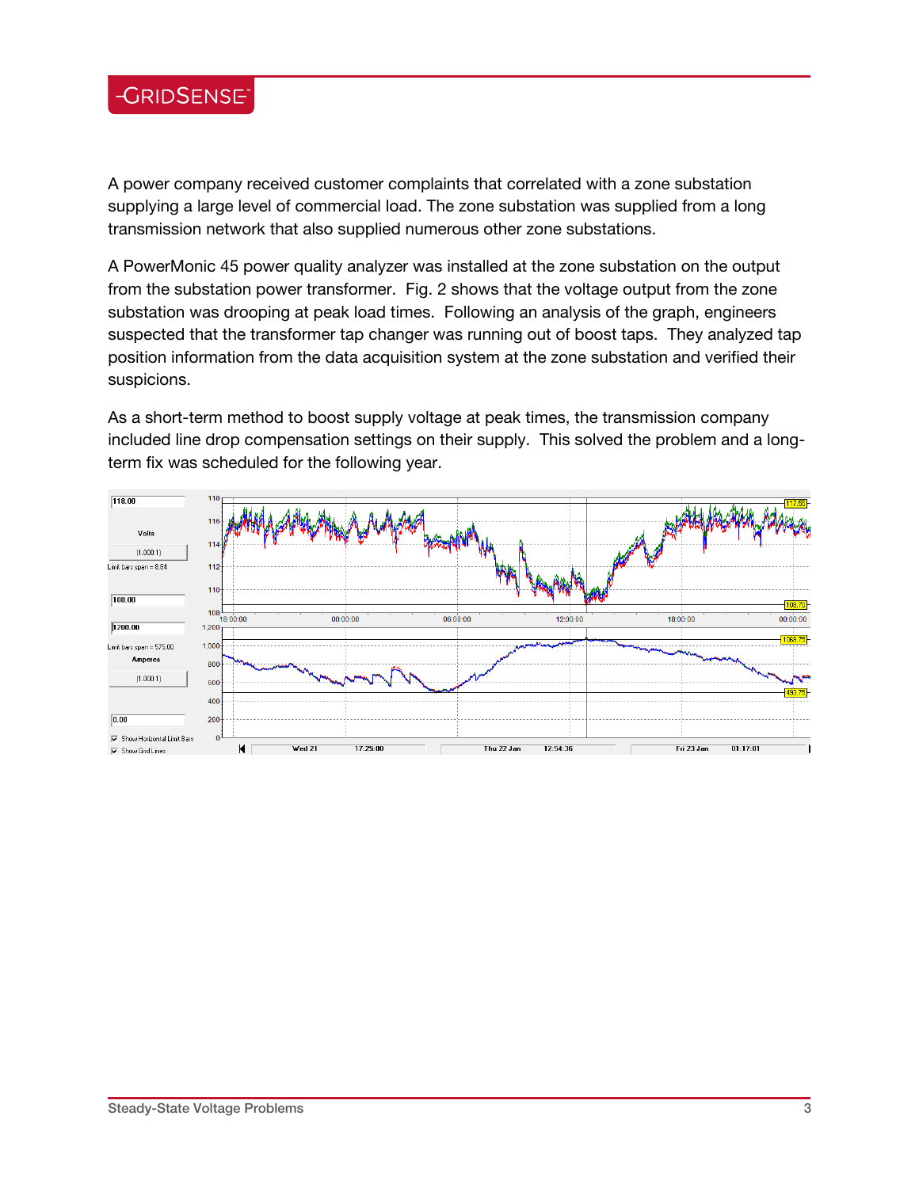A power company received customer complaints that correlated with a zone substation supplying a large level of commercial load. The zone substation was supplied from a long transmission network that also supplied numerous other zone substations.

A PowerMonic 45 power quality analyzer was installed at the zone substation on the output from the substation power transformer. Fig. 2 shows that the voltage output from the zone substation was drooping at peak load times. Following an analysis of the graph, engineers suspected that the transformer tap changer was running out of boost taps. They analyzed tap position information from the data acquisition system at the zone substation and verified their suspicions.

As a short-term method to boost supply voltage at peak times, the transmission company included line drop compensation settings on their supply. This solved the problem and a long-term fix was scheduled for the following year.

118.00
Volts
(1.000:1)
Limit bars span = 8.84
108.00
1200.00
Limit bars span = 575.00
Amperes
(1.000:1)
0.00
Show Horizontal Limit Bars
Show Grid Lines

118
116
114
112
110
108
117.55
108.70
18:00:00
00:00:00
06:00:00
12:00:00
18:00:00
00:00:00

1,200
1,000
800
600
400
200
0
1068.75
493.75

Wed 21 17:25:00
Thu 22 Jan 12:54:36
Fri 23 Jan 01:17:01